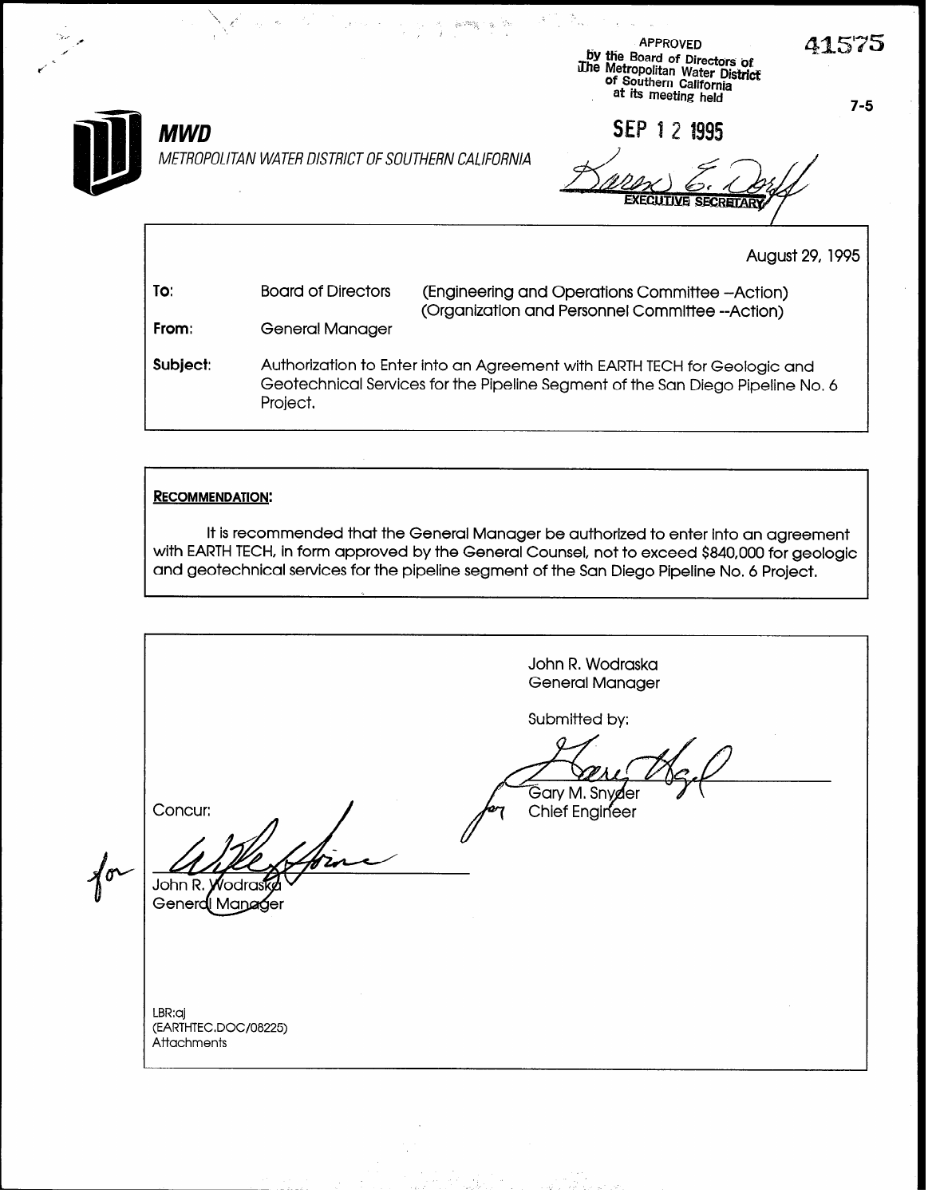APPROVED
by the Board of Directors of
The Metropolitan Water District
of Southern California
at its meeting held

41575

7-5

**MWD**

*METROPOLITAN WATER DISTRICT OF SOUTHERN CALIFORNIA*

SEP 12 1995

EXECUTIVE SECRETARY

August 29, 1995

| | | |
|---|---|---|
| **To:** | Board of Directors | (Engineering and Operations Committee --Action) (Organization and Personnel Committee --Action) |
| **From:** | General Manager | |
| **Subject:** | Authorization to Enter into an Agreement with EARTH TECH for Geologic and Geotechnical Services for the Pipeline Segment of the San Diego Pipeline No. 6 Project. | |

**RECOMMENDATION:**

It is recommended that the General Manager be authorized to enter into an agreement with EARTH TECH, in form approved by the General Counsel, not to exceed $840,000 for geologic and geotechnical services for the pipeline segment of the San Diego Pipeline No. 6 Project.

John R. Wodraska
General Manager

Submitted by:

for Gary M. Snyder
Chief Engineer

Concur:

for John R. Wodraska
General Manager

LBR:aj
(EARTHTEC.DOC/08225)
Attachments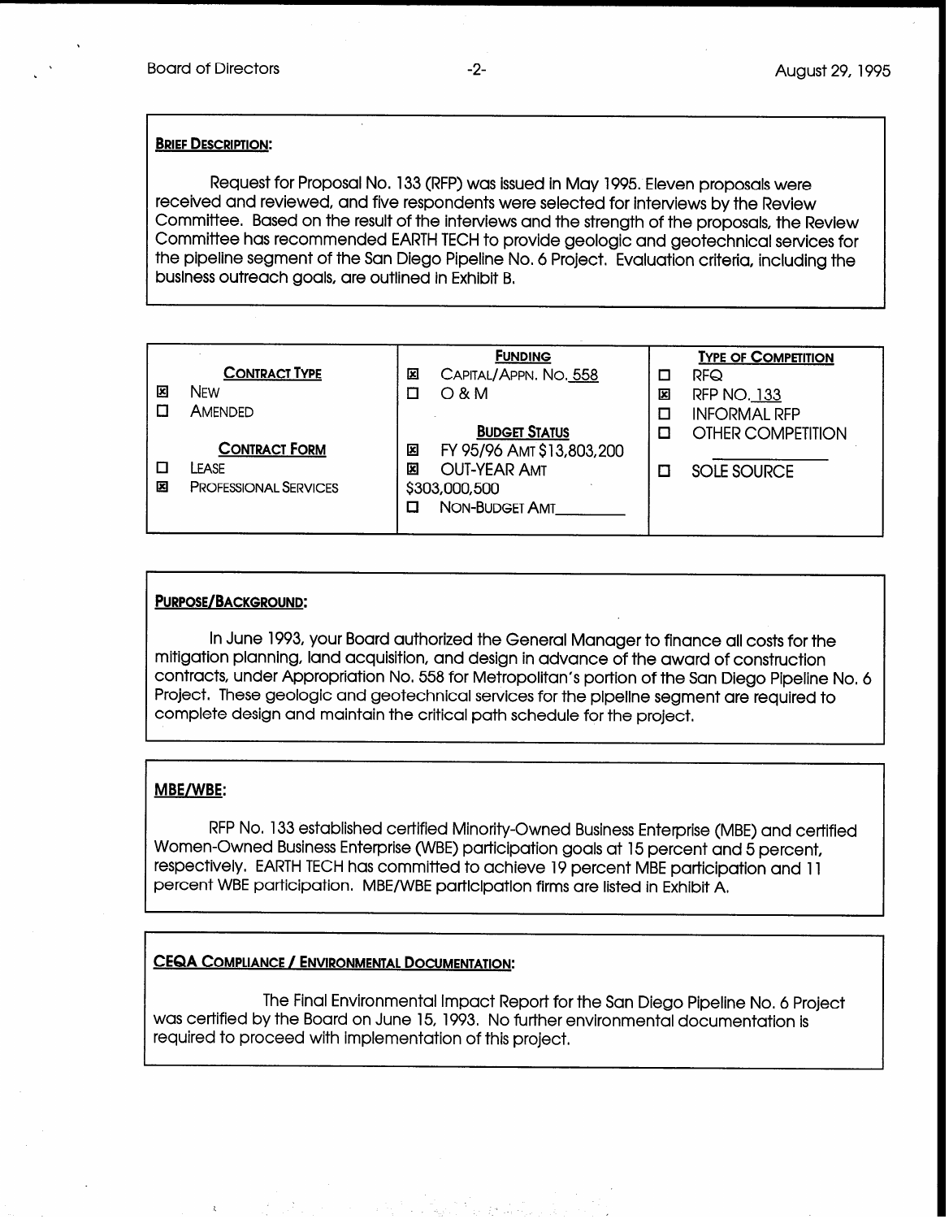**BRIEF DESCRIPTION:**

Request for Proposal No. 133 (RFP) was issued in May 1995. Eleven proposals were received and reviewed, and five respondents were selected for interviews by the Review Committee. Based on the result of the interviews and the strength of the proposals, the Review Committee has recommended EARTH TECH to provide geologic and geotechnical services for the pipeline segment of the San Diego Pipeline No. 6 Project. Evaluation criteria, including the business outreach goals, are outlined in Exhibit B.

| CONTRACT TYPE | FUNDING | TYPE OF COMPETITION |
|---|---|---|
| ☒ NEW | ☒ CAPITAL/APPN. NO. 558 | ☐ RFQ |
| ☐ AMENDED | ☐ O & M | ☒ RFP NO. 133 |
| | | ☐ INFORMAL RFP |
| **CONTRACT FORM** | **BUDGET STATUS** | ☐ OTHER COMPETITION |
| ☐ LEASE | ☒ FY 95/96 AMT $13,803,200 | ☐ SOLE SOURCE |
| ☒ PROFESSIONAL SERVICES | ☒ OUT-YEAR AMT $303,000,500 | |
| | ☐ NON-BUDGET AMT________ | |

**PURPOSE/BACKGROUND:**

In June 1993, your Board authorized the General Manager to finance all costs for the mitigation planning, land acquisition, and design in advance of the award of construction contracts, under Appropriation No. 558 for Metropolitan's portion of the San Diego Pipeline No. 6 Project. These geologic and geotechnical services for the pipeline segment are required to complete design and maintain the critical path schedule for the project.

**MBE/WBE:**

RFP No. 133 established certified Minority-Owned Business Enterprise (MBE) and certified Women-Owned Business Enterprise (WBE) participation goals at 15 percent and 5 percent, respectively. EARTH TECH has committed to achieve 19 percent MBE participation and 11 percent WBE participation. MBE/WBE participation firms are listed in Exhibit A.

**CEQA COMPLIANCE / ENVIRONMENTAL DOCUMENTATION:**

The Final Environmental Impact Report for the San Diego Pipeline No. 6 Project was certified by the Board on June 15, 1993. No further environmental documentation is required to proceed with implementation of this project.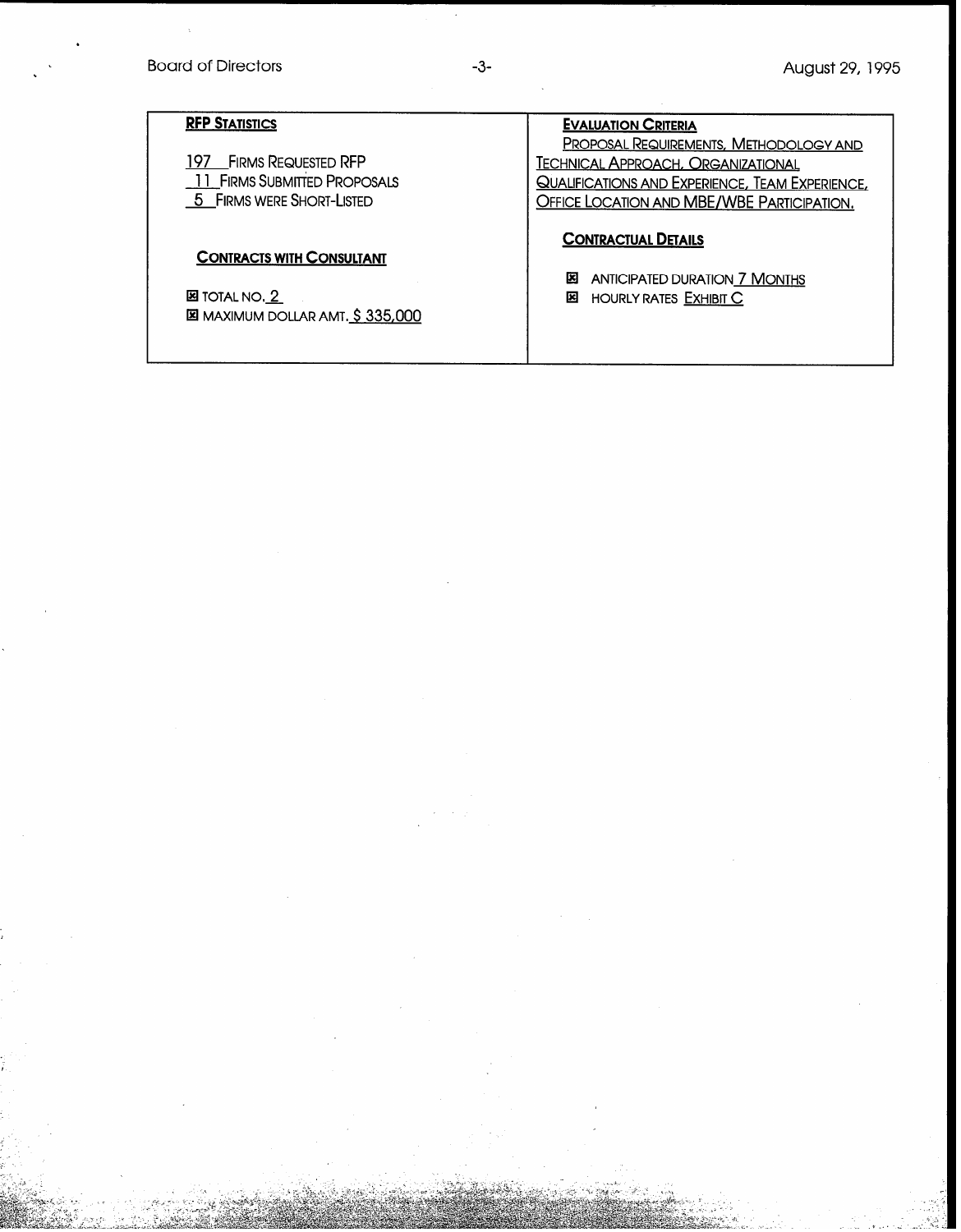| **RFP Statistics** | **Evaluation Criteria** |
|---|---|
| 197 Firms Requested RFP<br>11 Firms Submitted Proposals<br>5 Firms were Short-Listed | Proposal Requirements, Methodology and Technical Approach, Organizational Qualifications and Experience, Team Experience, Office Location and MBE/WBE Participation. |
| **Contracts with Consultant**<br>☒ Total No. 2<br>☒ Maximum Dollar Amt. $ 335,000 | **Contractual Details**<br>☒ Anticipated Duration 7 Months<br>☒ Hourly Rates Exhibit C |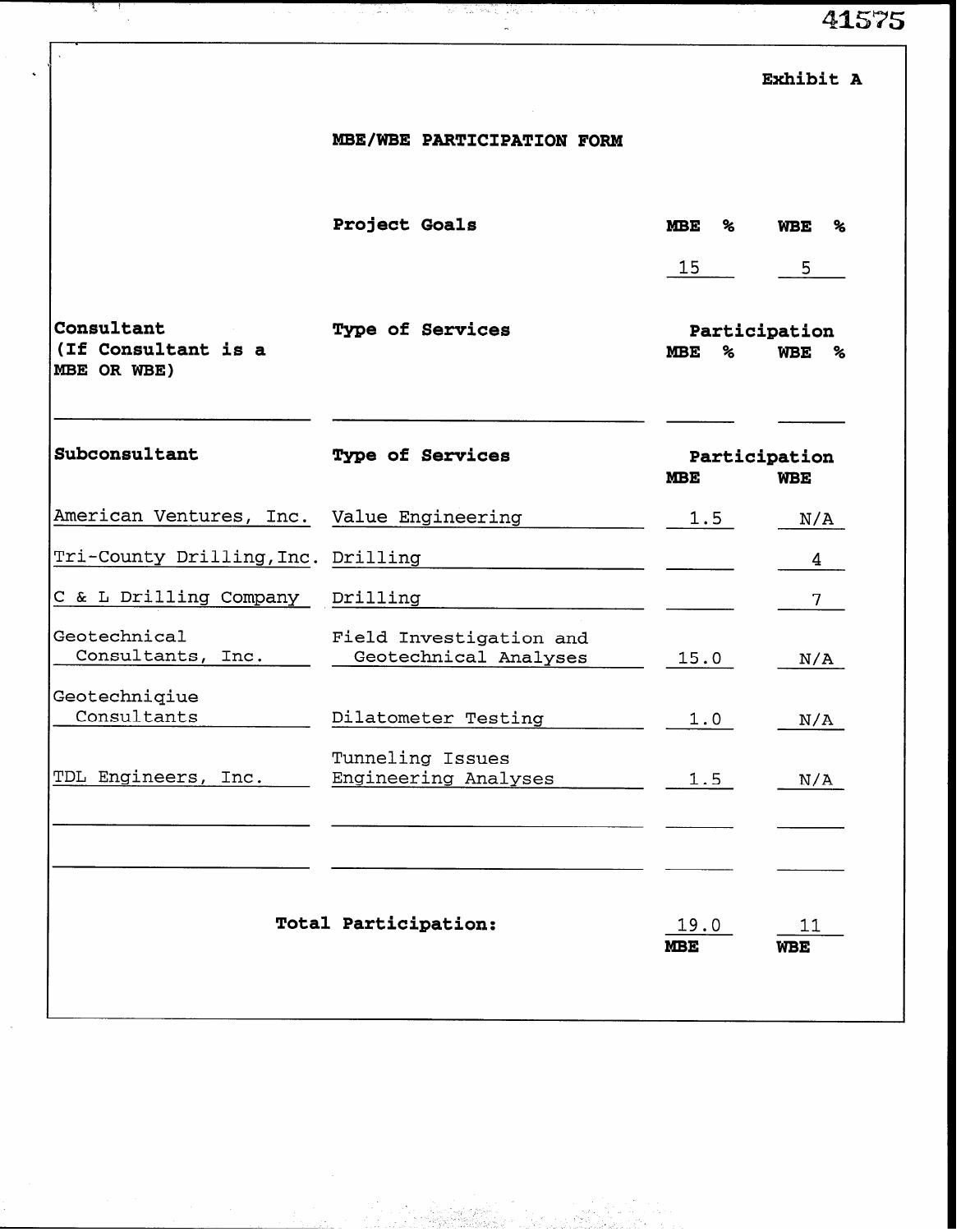41575

Exhibit A

## MBE/WBE PARTICIPATION FORM

| | Project Goals | MBE % | WBE % |
|---|---|---|---|
| | | 15 | 5 |

| Consultant (If Consultant is a MBE OR WBE) | Type of Services | Participation MBE % | WBE % |
|---|---|---|---|
| | | | |

| Subconsultant | Type of Services | Participation MBE | WBE |
|---|---|---|---|
| American Ventures, Inc. | Value Engineering | 1.5 | N/A |
| Tri-County Drilling,Inc. | Drilling | | 4 |
| C & L Drilling Company | Drilling | | 7 |
| Geotechnical Consultants, Inc. | Field Investigation and Geotechnical Analyses | 15.0 | N/A |
| Geotechniqiue Consultants | Dilatometer Testing | 1.0 | N/A |
| TDL Engineers, Inc. | Tunneling Issues Engineering Analyses | 1.5 | N/A |
| | | | |
| | | | |
| | **Total Participation:** | 19.0 **MBE** | 11 **WBE** |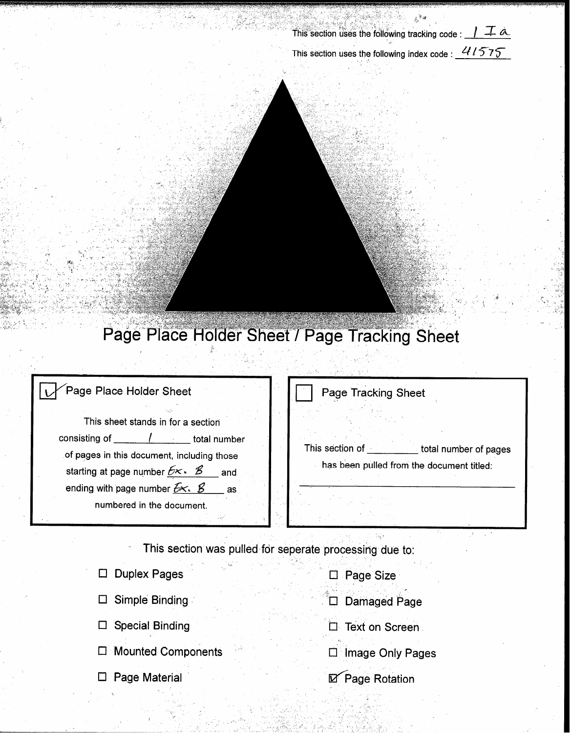This section uses the following tracking code : 1 I a

This section uses the following index code : 41575

# Page Place Holder Sheet / Page Tracking Sheet

☑ **Page Place Holder Sheet**

This sheet stands in for a section consisting of 1 total number of pages in this document, including those starting at page number Ex. B and ending with page number Ex. B as numbered in the document.

☐ **Page Tracking Sheet**

This section of ______ total number of pages has been pulled from the document titled:

______________________________

This section was pulled for seperate processing due to:

- ☐ Duplex Pages
- ☐ Simple Binding
- ☐ Special Binding
- ☐ Mounted Components
- ☐ Page Material
- ☐ Page Size
- ☐ Damaged Page
- ☐ Text on Screen
- ☐ Image Only Pages
- ☑ Page Rotation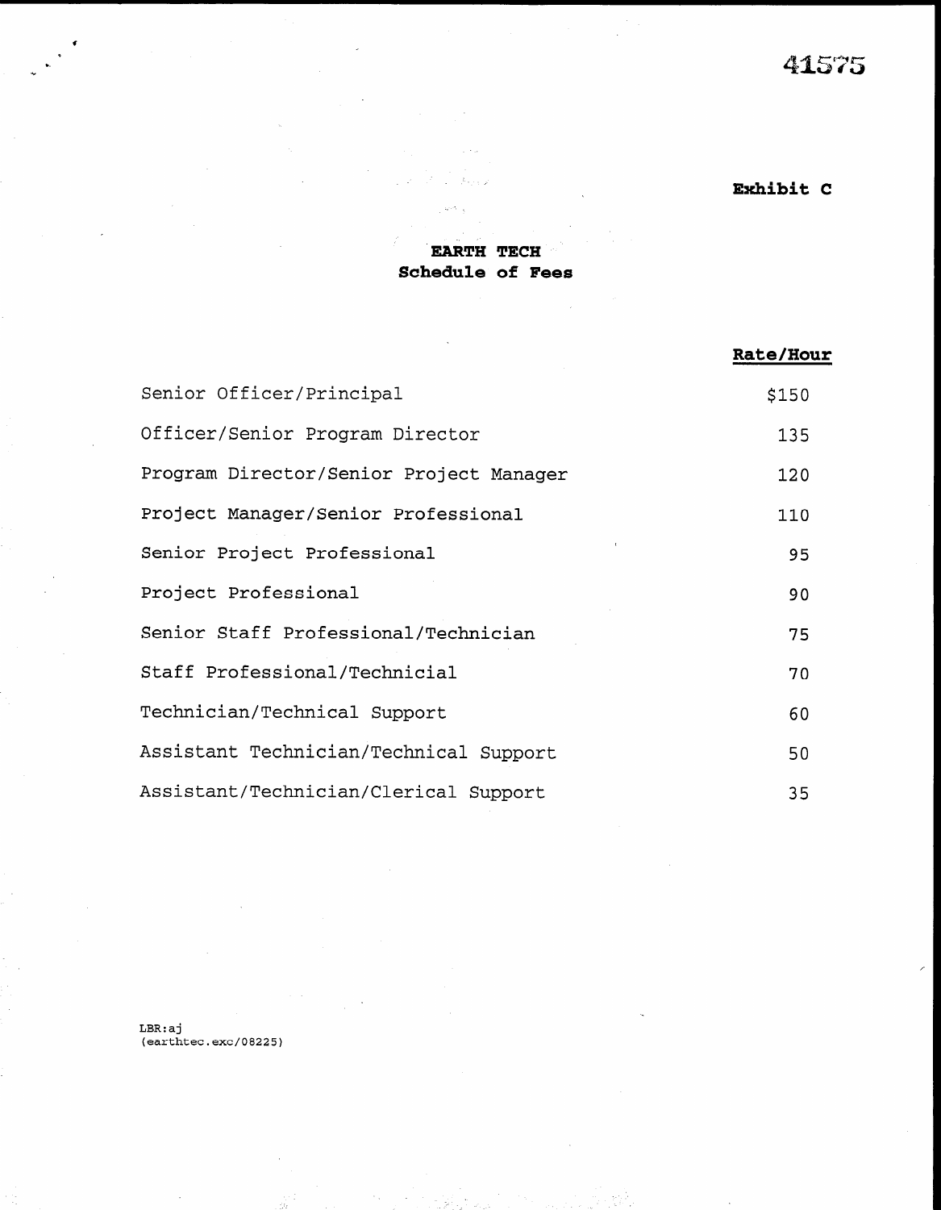41575

**Exhibit C**

**EARTH TECH**
**Schedule of Fees**

| | Rate/Hour |
|---|---|
| Senior Officer/Principal | $150 |
| Officer/Senior Program Director | 135 |
| Program Director/Senior Project Manager | 120 |
| Project Manager/Senior Professional | 110 |
| Senior Project Professional | 95 |
| Project Professional | 90 |
| Senior Staff Professional/Technician | 75 |
| Staff Professional/Technicial | 70 |
| Technician/Technical Support | 60 |
| Assistant Technician/Technical Support | 50 |
| Assistant/Technician/Clerical Support | 35 |

LBR:aj
(earthtec.exc/08225)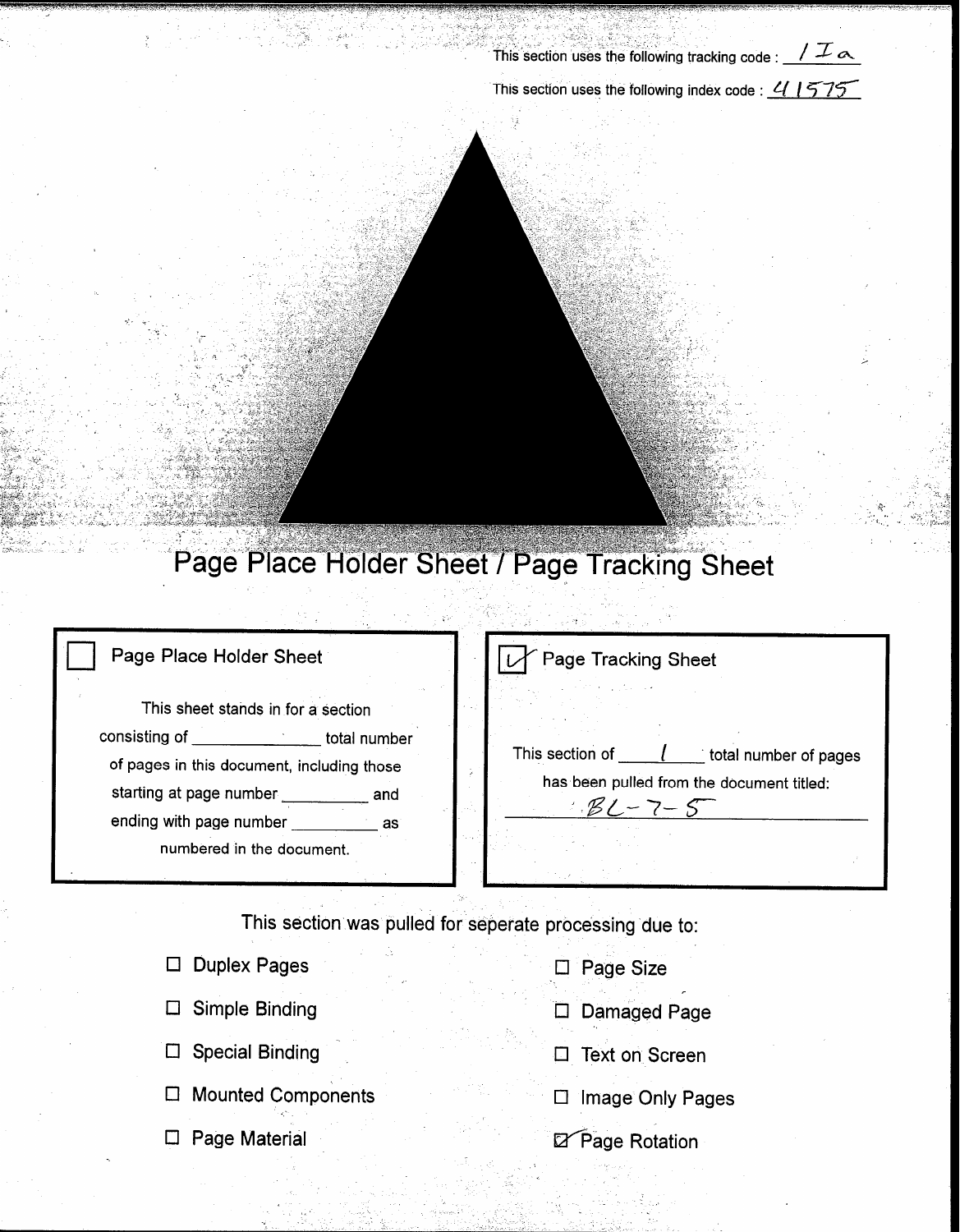This section uses the following tracking code : 1 I a

This section uses the following index code : 41575

# Page Place Holder Sheet / Page Tracking Sheet

☐ **Page Place Holder Sheet**

This sheet stands in for a section consisting of ______________ total number of pages in this document, including those starting at page number __________ and ending with page number __________ as numbered in the document.

☑ **Page Tracking Sheet**

This section of 1 total number of pages has been pulled from the document titled: BL-7-5

This section was pulled for seperate processing due to:

- ☐ Duplex Pages
- ☐ Simple Binding
- ☐ Special Binding
- ☐ Mounted Components
- ☐ Page Material
- ☐ Page Size
- ☐ Damaged Page
- ☐ Text on Screen
- ☐ Image Only Pages
- ☑ Page Rotation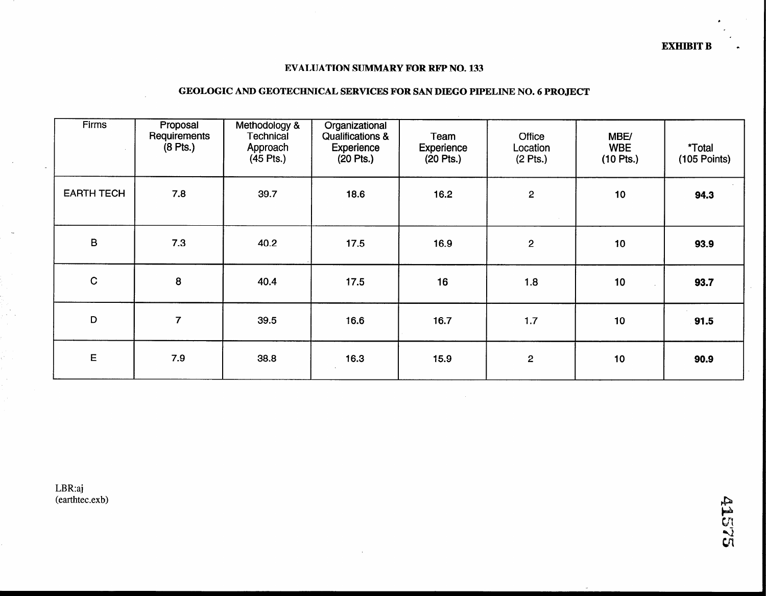**EXHIBIT B**

**EVALUATION SUMMARY FOR RFP NO. 133**

**GEOLOGIC AND GEOTECHNICAL SERVICES FOR SAN DIEGO PIPELINE NO. 6 PROJECT**

| Firms | Proposal Requirements (8 Pts.) | Methodology & Technical Approach (45 Pts.) | Organizational Qualifications & Experience (20 Pts.) | Team Experience (20 Pts.) | Office Location (2 Pts.) | MBE/ WBE (10 Pts.) | *Total (105 Points) |
|---|---|---|---|---|---|---|---|
| EARTH TECH | 7.8 | 39.7 | 18.6 | 16.2 | 2 | 10 | **94.3** |
| B | 7.3 | 40.2 | 17.5 | 16.9 | 2 | 10 | **93.9** |
| C | 8 | 40.4 | 17.5 | 16 | 1.8 | 10 | **93.7** |
| D | 7 | 39.5 | 16.6 | 16.7 | 1.7 | 10 | **91.5** |
| E | 7.9 | 38.8 | 16.3 | 15.9 | 2 | 10 | **90.9** |

LBR:aj
(earthtec.exb)

41575